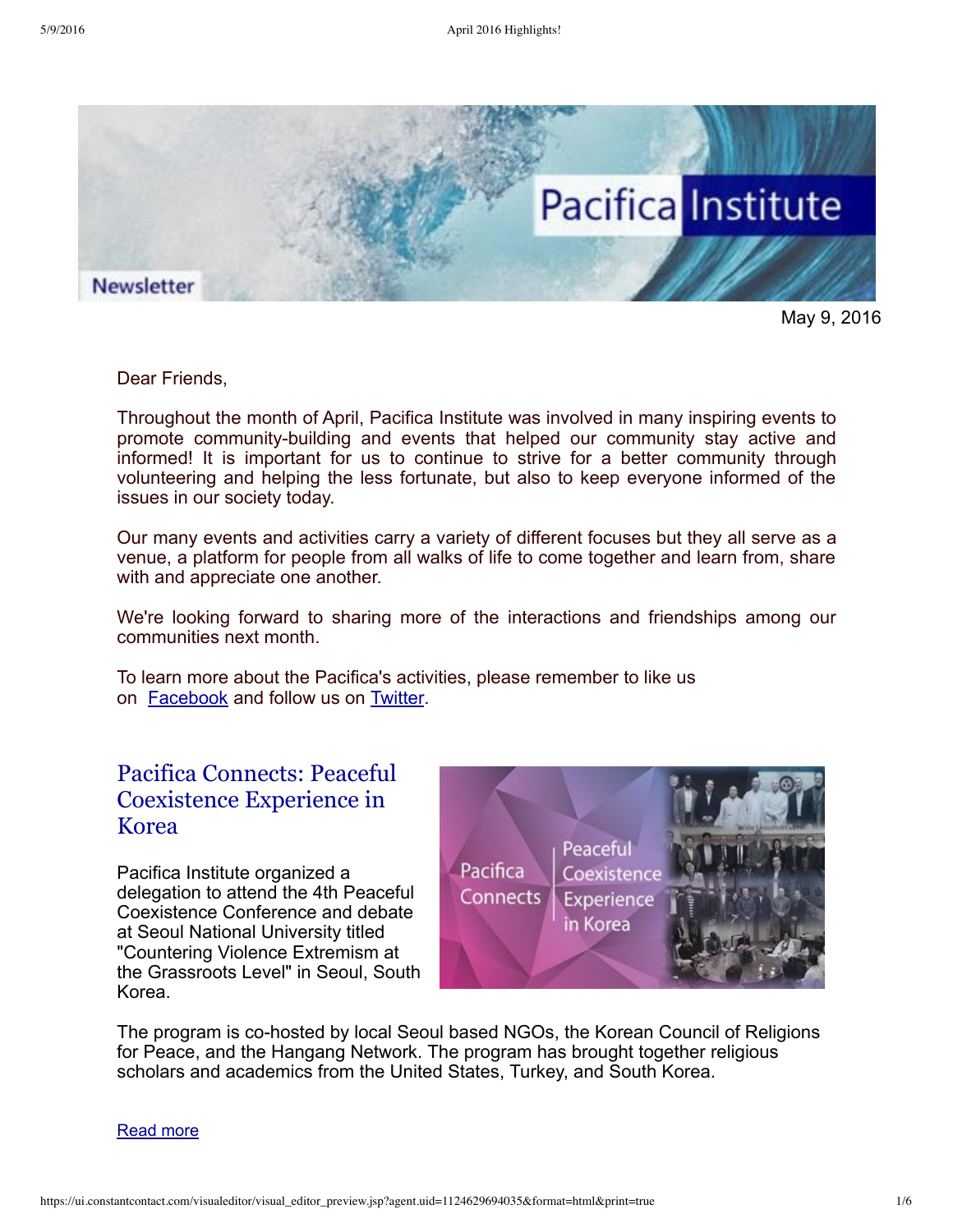May 9, 2016

Dear Friends,

Throughout the month of April, Pacifica Institute was involved in many inspiring events to promote community-building and events that helped our community stay active and informed! It is important for us to continue to strive for a better community through volunteering and helping the less fortunate, but also to keep everyone informed of the issues in our society today.

Our many events and activities carry a variety of different focuses but they all serve as a venue, a platform for people from all walks of life to come together and learn from, share with and appreciate one another.

We're looking forward to sharing more of the interactions and friendships among our communities next month.

To learn more about the Pacifica's activities, please remember to like us on [Facebook] and follow us on [Twitter].

## Pacifica Connects: Peaceful Coexistence Experience in Korea

Pacifica Institute organized a delegation to attend the 4th Peaceful Coexistence Conference and debate at Seoul National University titled "Countering Violence Extremism at the Grassroots Level" in Seoul, South Korea.

The program is co-hosted by local Seoul based NGOs, the Korean Council of Religions for Peace, and the Hangang Network. The program has brought together religious scholars and academics from the United States, Turkey, and South Korea.

Read more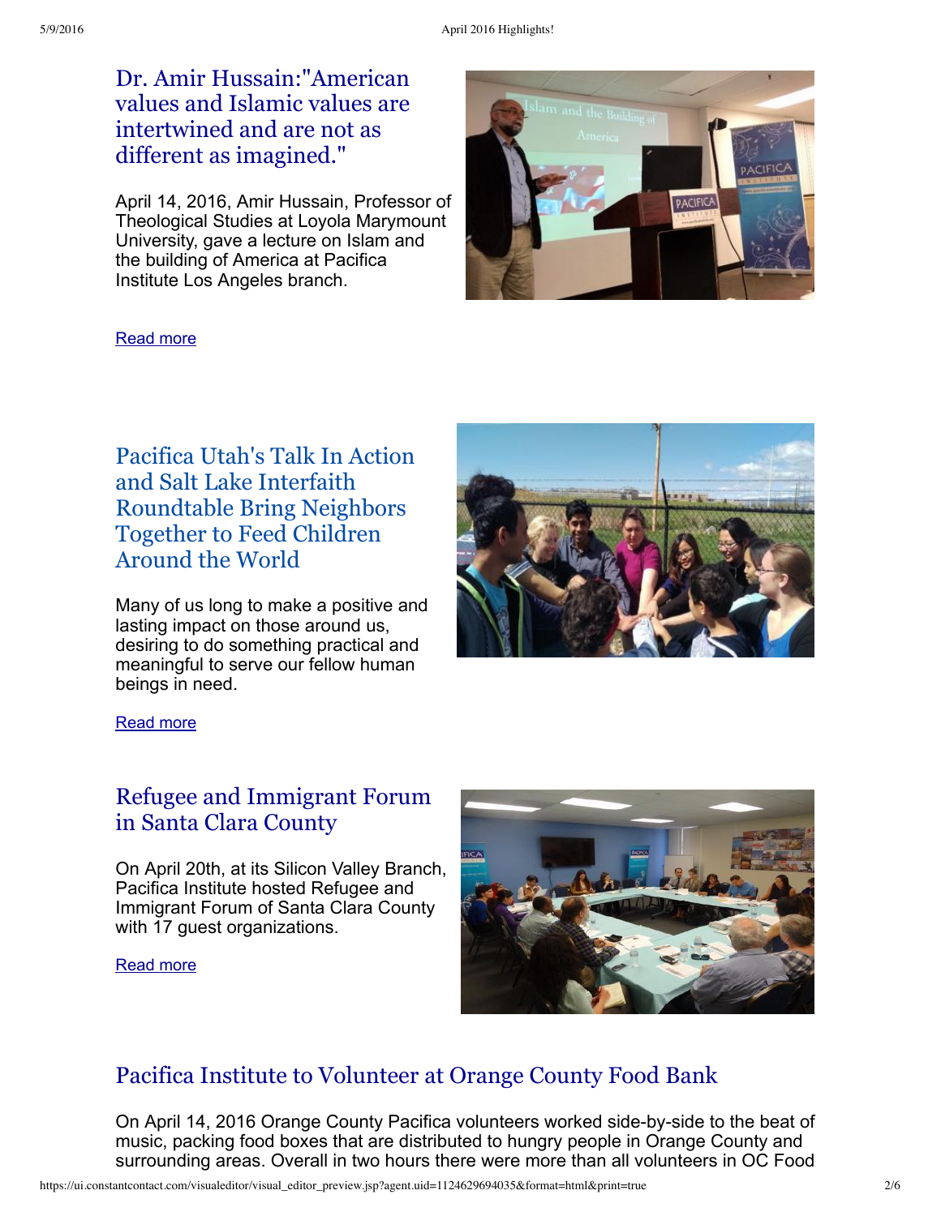## Dr. Amir Hussain:"American values and Islamic values are intertwined and are not as different as imagined."

April 14, 2016, Amir Hussain, Professor of Theological Studies at Loyola Marymount University, gave a lecture on Islam and the building of America at Pacifica Institute Los Angeles branch.

Read more

## Pacifica Utah's Talk In Action and Salt Lake Interfaith Roundtable Bring Neighbors Together to Feed Children Around the World

Many of us long to make a positive and lasting impact on those around us, desiring to do something practical and meaningful to serve our fellow human beings in need.

Read more

## Refugee and Immigrant Forum in Santa Clara County

On April 20th, at its Silicon Valley Branch, Pacifica Institute hosted Refugee and Immigrant Forum of Santa Clara County with 17 guest organizations.

Read more

## Pacifica Institute to Volunteer at Orange County Food Bank

On April 14, 2016 Orange County Pacifica volunteers worked side-by-side to the beat of music, packing food boxes that are distributed to hungry people in Orange County and surrounding areas. Overall in two hours there were more than all volunteers in OC Food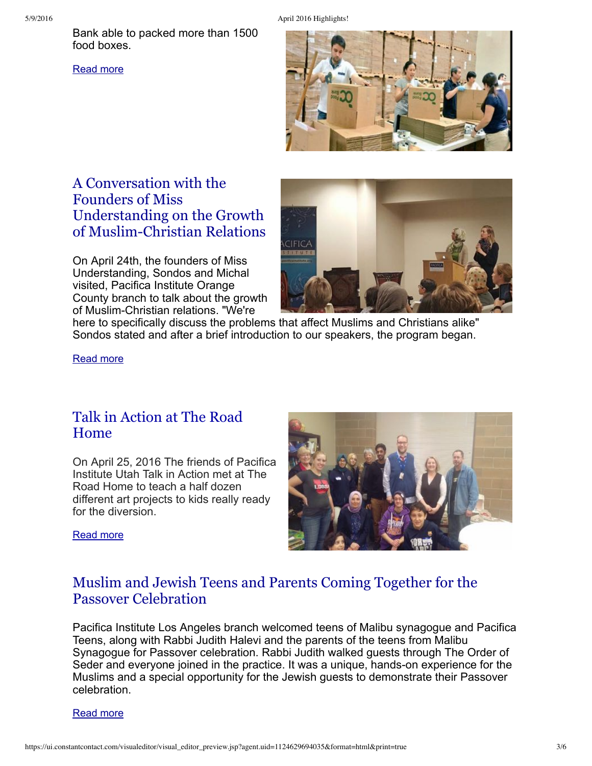Bank able to packed more than 1500 food boxes.

Read more

## A Conversation with the Founders of Miss Understanding on the Growth of Muslim-Christian Relations

On April 24th, the founders of Miss Understanding, Sondos and Michal visited, Pacifica Institute Orange County branch to talk about the growth of Muslim-Christian relations. "We're here to specifically discuss the problems that affect Muslims and Christians alike" Sondos stated and after a brief introduction to our speakers, the program began.

Read more

## Talk in Action at The Road Home

On April 25, 2016 The friends of Pacifica Institute Utah Talk in Action met at The Road Home to teach a half dozen different art projects to kids really ready for the diversion.

Read more

## Muslim and Jewish Teens and Parents Coming Together for the Passover Celebration

Pacifica Institute Los Angeles branch welcomed teens of Malibu synagogue and Pacifica Teens, along with Rabbi Judith Halevi and the parents of the teens from Malibu Synagogue for Passover celebration. Rabbi Judith walked guests through The Order of Seder and everyone joined in the practice. It was a unique, hands-on experience for the Muslims and a special opportunity for the Jewish guests to demonstrate their Passover celebration.

Read more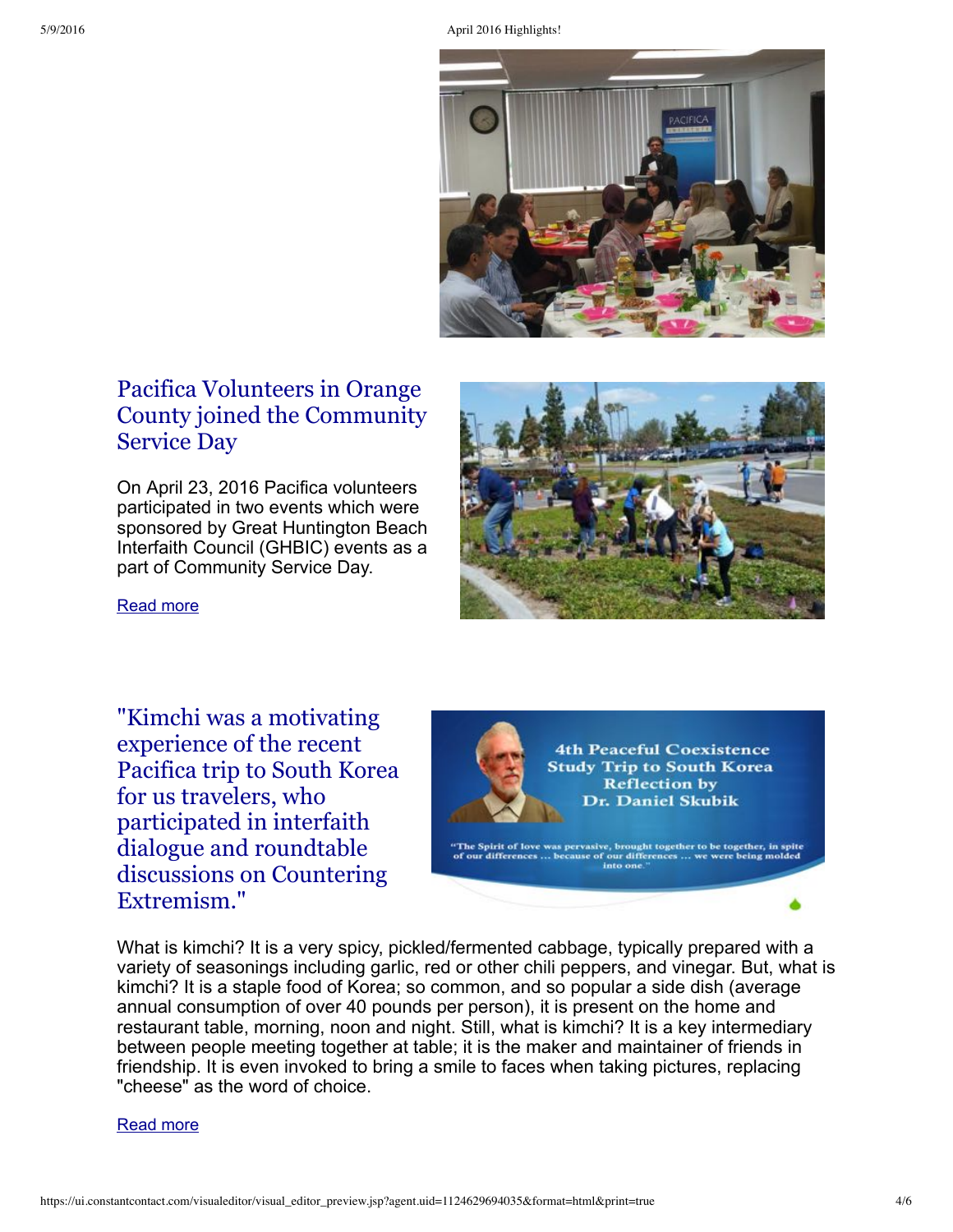## Pacifica Volunteers in Orange County joined the Community Service Day

On April 23, 2016 Pacifica volunteers participated in two events which were sponsored by Great Huntington Beach Interfaith Council (GHBIC) events as a part of Community Service Day.

Read more

## "Kimchi was a motivating experience of the recent Pacifica trip to South Korea for us travelers, who participated in interfaith dialogue and roundtable discussions on Countering Extremism."

What is kimchi? It is a very spicy, pickled/fermented cabbage, typically prepared with a variety of seasonings including garlic, red or other chili peppers, and vinegar. But, what is kimchi? It is a staple food of Korea; so common, and so popular a side dish (average annual consumption of over 40 pounds per person), it is present on the home and restaurant table, morning, noon and night. Still, what is kimchi? It is a key intermediary between people meeting together at table; it is the maker and maintainer of friends in friendship. It is even invoked to bring a smile to faces when taking pictures, replacing "cheese" as the word of choice.

Read more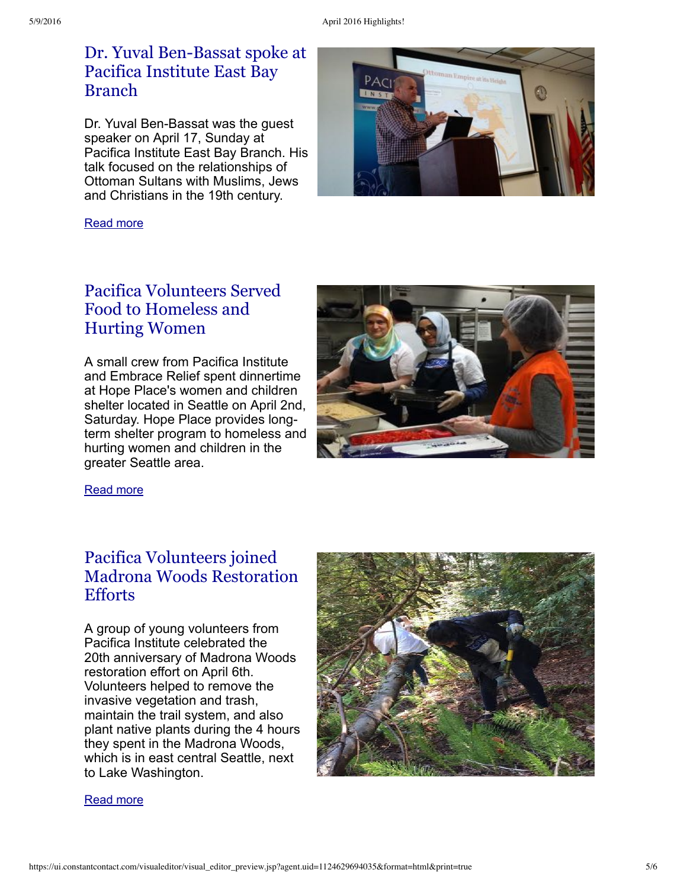## Dr. Yuval Ben-Bassat spoke at Pacifica Institute East Bay Branch

Dr. Yuval Ben-Bassat was the guest speaker on April 17, Sunday at Pacifica Institute East Bay Branch. His talk focused on the relationships of Ottoman Sultans with Muslims, Jews and Christians in the 19th century.

Read more

## Pacifica Volunteers Served Food to Homeless and Hurting Women

A small crew from Pacifica Institute and Embrace Relief spent dinnertime at Hope Place's women and children shelter located in Seattle on April 2nd, Saturday. Hope Place provides long-term shelter program to homeless and hurting women and children in the greater Seattle area.

Read more

## Pacifica Volunteers joined Madrona Woods Restoration Efforts

A group of young volunteers from Pacifica Institute celebrated the 20th anniversary of Madrona Woods restoration effort on April 6th. Volunteers helped to remove the invasive vegetation and trash, maintain the trail system, and also plant native plants during the 4 hours they spent in the Madrona Woods, which is in east central Seattle, next to Lake Washington.

Read more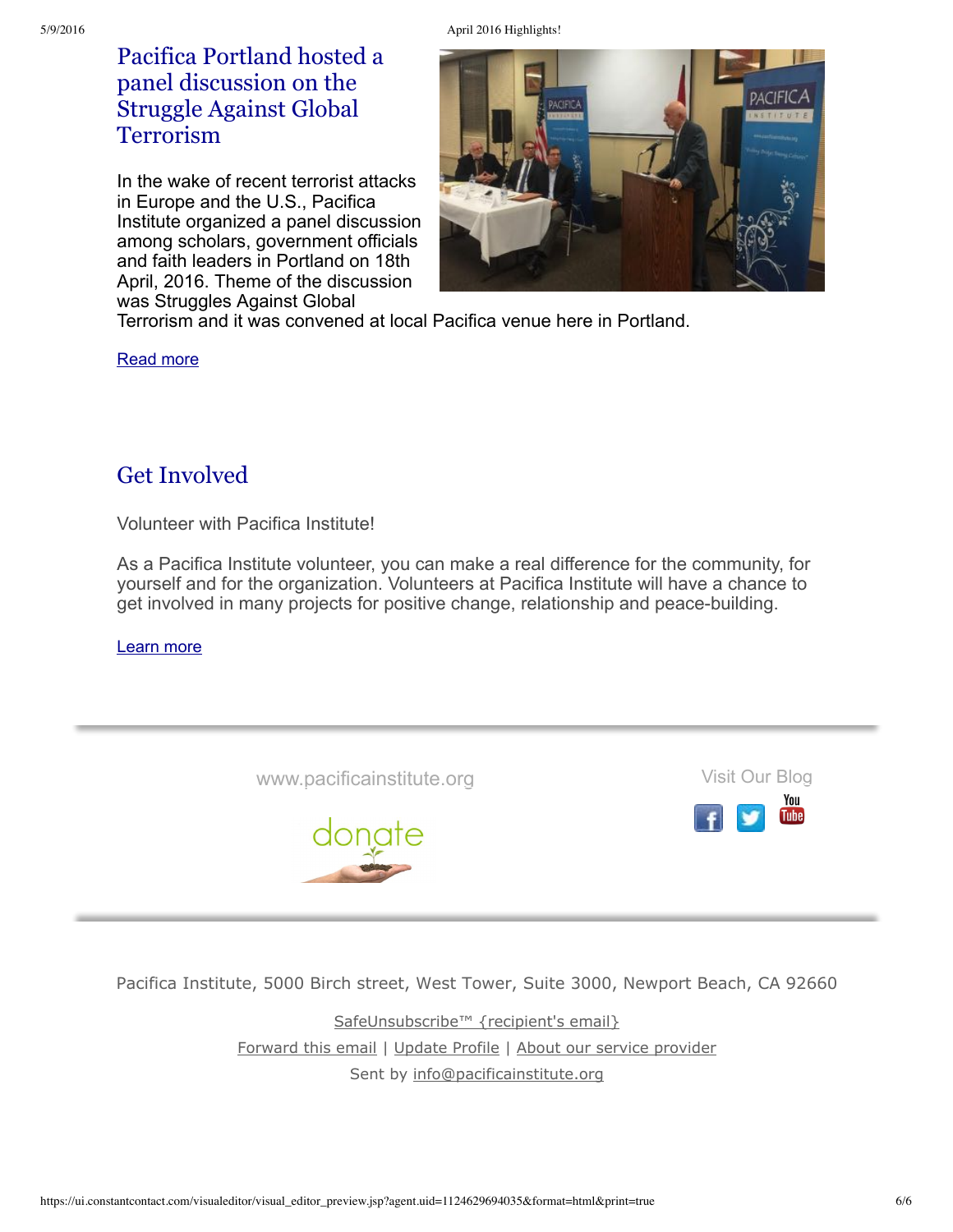## Pacifica Portland hosted a panel discussion on the Struggle Against Global Terrorism

In the wake of recent terrorist attacks in Europe and the U.S., Pacifica Institute organized a panel discussion among scholars, government officials and faith leaders in Portland on 18th April, 2016. Theme of the discussion was Struggles Against Global Terrorism and it was convened at local Pacifica venue here in Portland.

Read more

## Get Involved

Volunteer with Pacifica Institute!

As a Pacifica Institute volunteer, you can make a real difference for the community, for yourself and for the organization. Volunteers at Pacifica Institute will have a chance to get involved in many projects for positive change, relationship and peace-building.

Learn more

www.pacificainstitute.org

donate

Visit Our Blog

Pacifica Institute, 5000 Birch street, West Tower, Suite 3000, Newport Beach, CA 92660

SafeUnsubscribe™ {recipient's email}

Forward this email | Update Profile | About our service provider

Sent by info@pacificainstitute.org